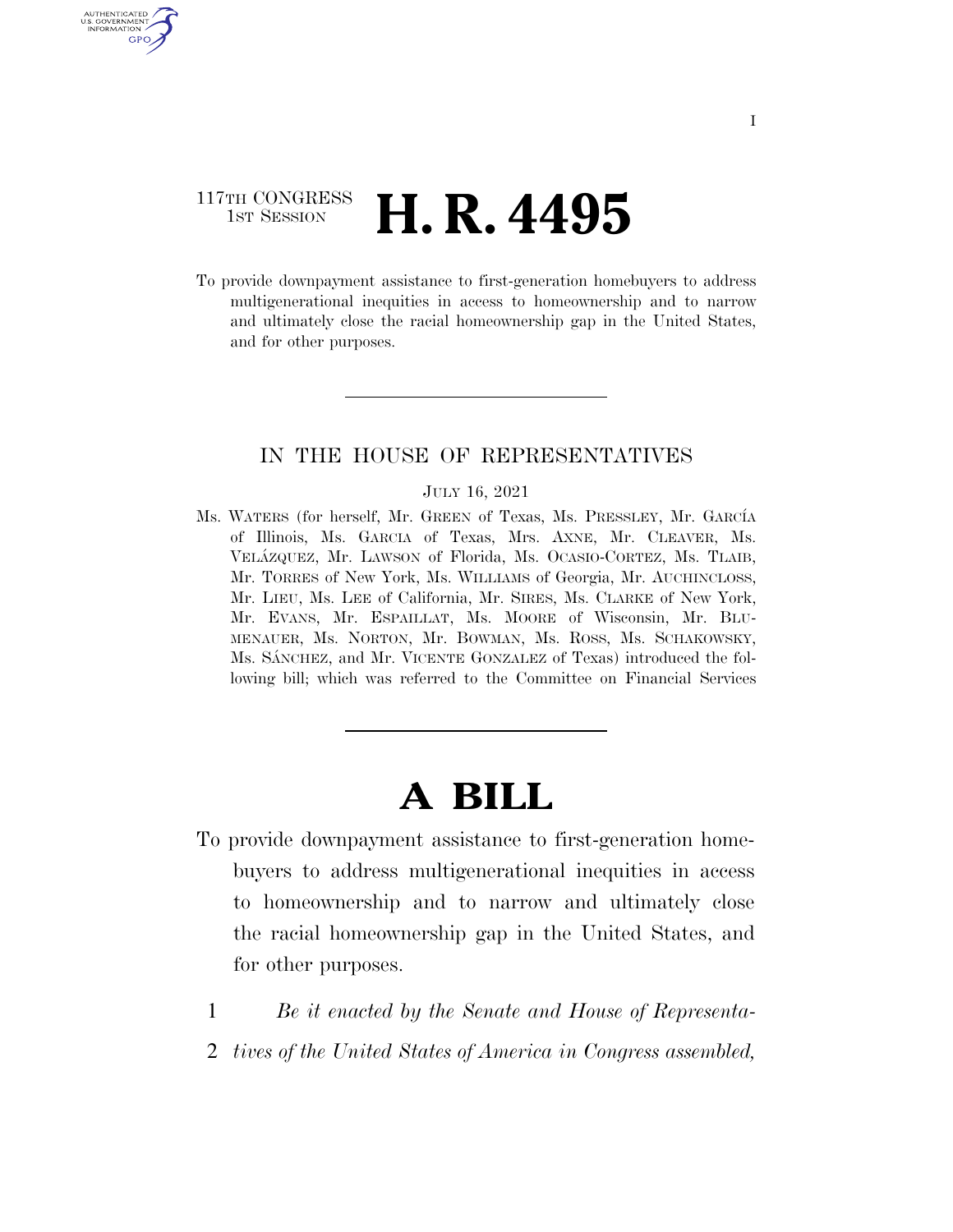117TH CONGRESS
1ST SESSION

# H. R. 4495

To provide downpayment assistance to first-generation homebuyers to address multigenerational inequities in access to homeownership and to narrow and ultimately close the racial homeownership gap in the United States, and for other purposes.

---

IN THE HOUSE OF REPRESENTATIVES

JULY 16, 2021

Ms. WATERS (for herself, Mr. GREEN of Texas, Ms. PRESSLEY, Mr. GARCÍA of Illinois, Ms. GARCIA of Texas, Mrs. AXNE, Mr. CLEAVER, Ms. VELÁZQUEZ, Mr. LAWSON of Florida, Ms. OCASIO-CORTEZ, Ms. TLAIB, Mr. TORRES of New York, Ms. WILLIAMS of Georgia, Mr. AUCHINCLOSS, Mr. LIEU, Ms. LEE of California, Mr. SIRES, Ms. CLARKE of New York, Mr. EVANS, Mr. ESPAILLAT, Ms. MOORE of Wisconsin, Mr. BLUMENAUER, Ms. NORTON, Mr. BOWMAN, Ms. ROSS, Ms. SCHAKOWSKY, Ms. SÁNCHEZ, and Mr. VICENTE GONZALEZ of Texas) introduced the following bill; which was referred to the Committee on Financial Services

---

# A BILL

To provide downpayment assistance to first-generation homebuyers to address multigenerational inequities in access to homeownership and to narrow and ultimately close the racial homeownership gap in the United States, and for other purposes.

1 *Be it enacted by the Senate and House of Representa-*
2 *tives of the United States of America in Congress assembled,*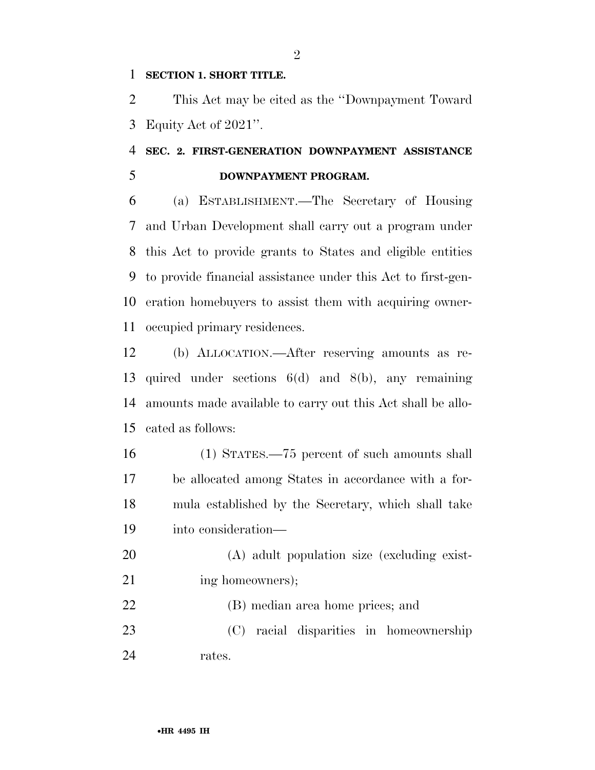**SECTION 1. SHORT TITLE.**

This Act may be cited as the "Downpayment Toward Equity Act of 2021".

**SEC. 2. FIRST-GENERATION DOWNPAYMENT ASSISTANCE DOWNPAYMENT PROGRAM.**

(a) ESTABLISHMENT.—The Secretary of Housing and Urban Development shall carry out a program under this Act to provide grants to States and eligible entities to provide financial assistance under this Act to first-generation homebuyers to assist them with acquiring owner-occupied primary residences.

(b) ALLOCATION.—After reserving amounts as required under sections 6(d) and 8(b), any remaining amounts made available to carry out this Act shall be allocated as follows:

(1) STATES.—75 percent of such amounts shall be allocated among States in accordance with a formula established by the Secretary, which shall take into consideration—

(A) adult population size (excluding existing homeowners);

(B) median area home prices; and

(C) racial disparities in homeownership rates.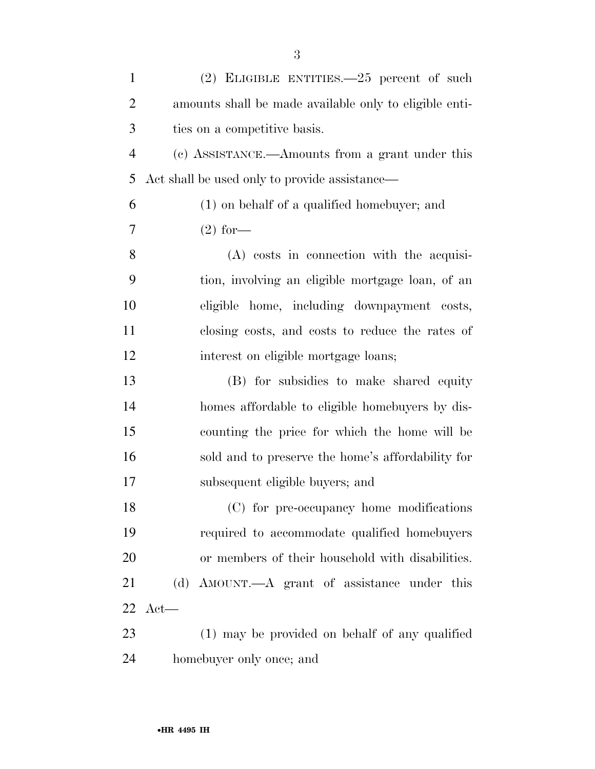(2) ELIGIBLE ENTITIES.—25 percent of such amounts shall be made available only to eligible entities on a competitive basis.

(c) ASSISTANCE.—Amounts from a grant under this Act shall be used only to provide assistance—

(1) on behalf of a qualified homebuyer; and

(2) for—

(A) costs in connection with the acquisition, involving an eligible mortgage loan, of an eligible home, including downpayment costs, closing costs, and costs to reduce the rates of interest on eligible mortgage loans;

(B) for subsidies to make shared equity homes affordable to eligible homebuyers by discounting the price for which the home will be sold and to preserve the home's affordability for subsequent eligible buyers; and

(C) for pre-occupancy home modifications required to accommodate qualified homebuyers or members of their household with disabilities.

(d) AMOUNT.—A grant of assistance under this Act—

(1) may be provided on behalf of any qualified homebuyer only once; and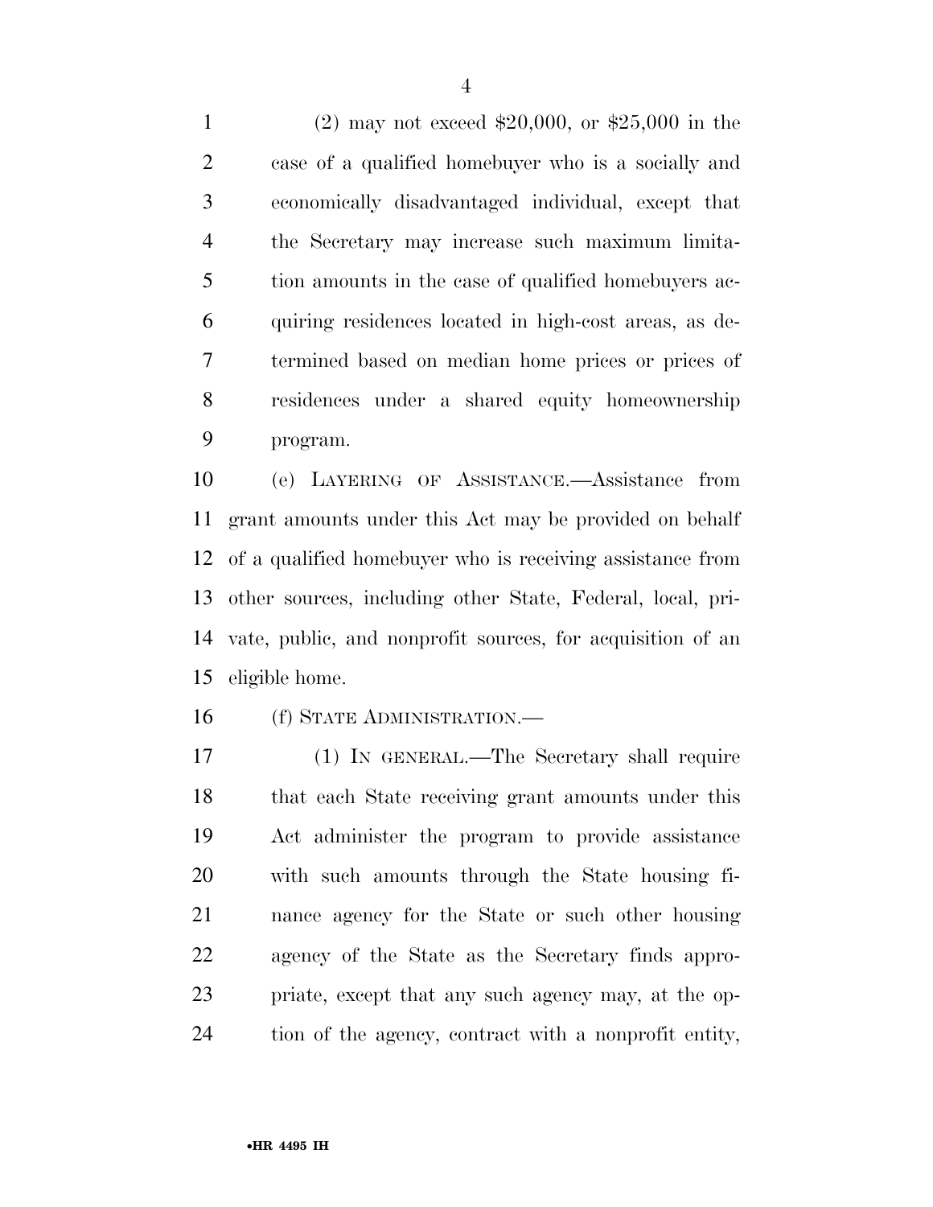(2) may not exceed $20,000, or $25,000 in the case of a qualified homebuyer who is a socially and economically disadvantaged individual, except that the Secretary may increase such maximum limitation amounts in the case of qualified homebuyers acquiring residences located in high-cost areas, as determined based on median home prices or prices of residences under a shared equity homeownership program.

(e) LAYERING OF ASSISTANCE.—Assistance from grant amounts under this Act may be provided on behalf of a qualified homebuyer who is receiving assistance from other sources, including other State, Federal, local, private, public, and nonprofit sources, for acquisition of an eligible home.

(f) STATE ADMINISTRATION.—

(1) IN GENERAL.—The Secretary shall require that each State receiving grant amounts under this Act administer the program to provide assistance with such amounts through the State housing finance agency for the State or such other housing agency of the State as the Secretary finds appropriate, except that any such agency may, at the option of the agency, contract with a nonprofit entity,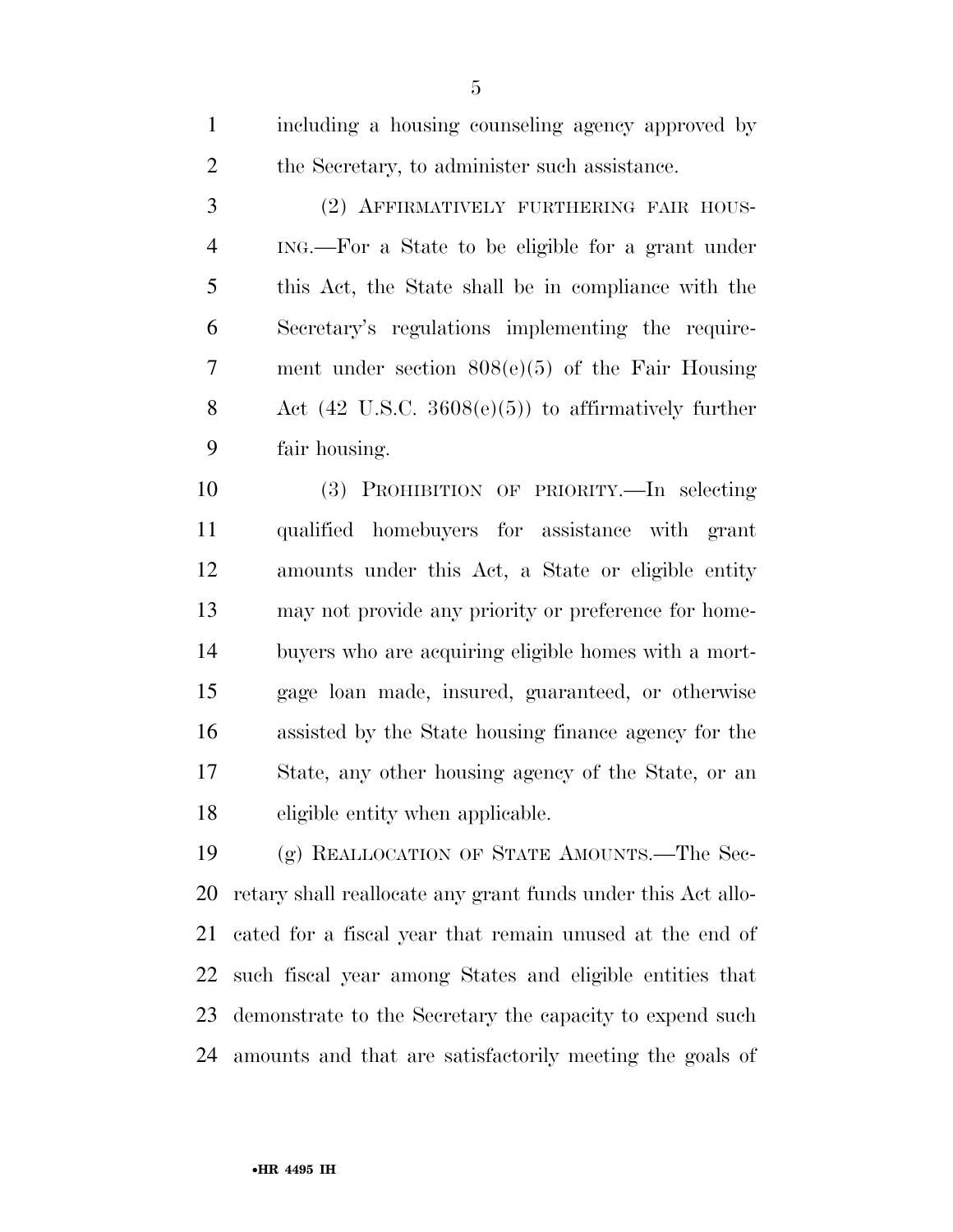including a housing counseling agency approved by the Secretary, to administer such assistance.

(2) AFFIRMATIVELY FURTHERING FAIR HOUSING.—For a State to be eligible for a grant under this Act, the State shall be in compliance with the Secretary's regulations implementing the requirement under section 808(e)(5) of the Fair Housing Act (42 U.S.C. 3608(e)(5)) to affirmatively further fair housing.

(3) PROHIBITION OF PRIORITY.—In selecting qualified homebuyers for assistance with grant amounts under this Act, a State or eligible entity may not provide any priority or preference for homebuyers who are acquiring eligible homes with a mortgage loan made, insured, guaranteed, or otherwise assisted by the State housing finance agency for the State, any other housing agency of the State, or an eligible entity when applicable.

(g) REALLOCATION OF STATE AMOUNTS.—The Secretary shall reallocate any grant funds under this Act allocated for a fiscal year that remain unused at the end of such fiscal year among States and eligible entities that demonstrate to the Secretary the capacity to expend such amounts and that are satisfactorily meeting the goals of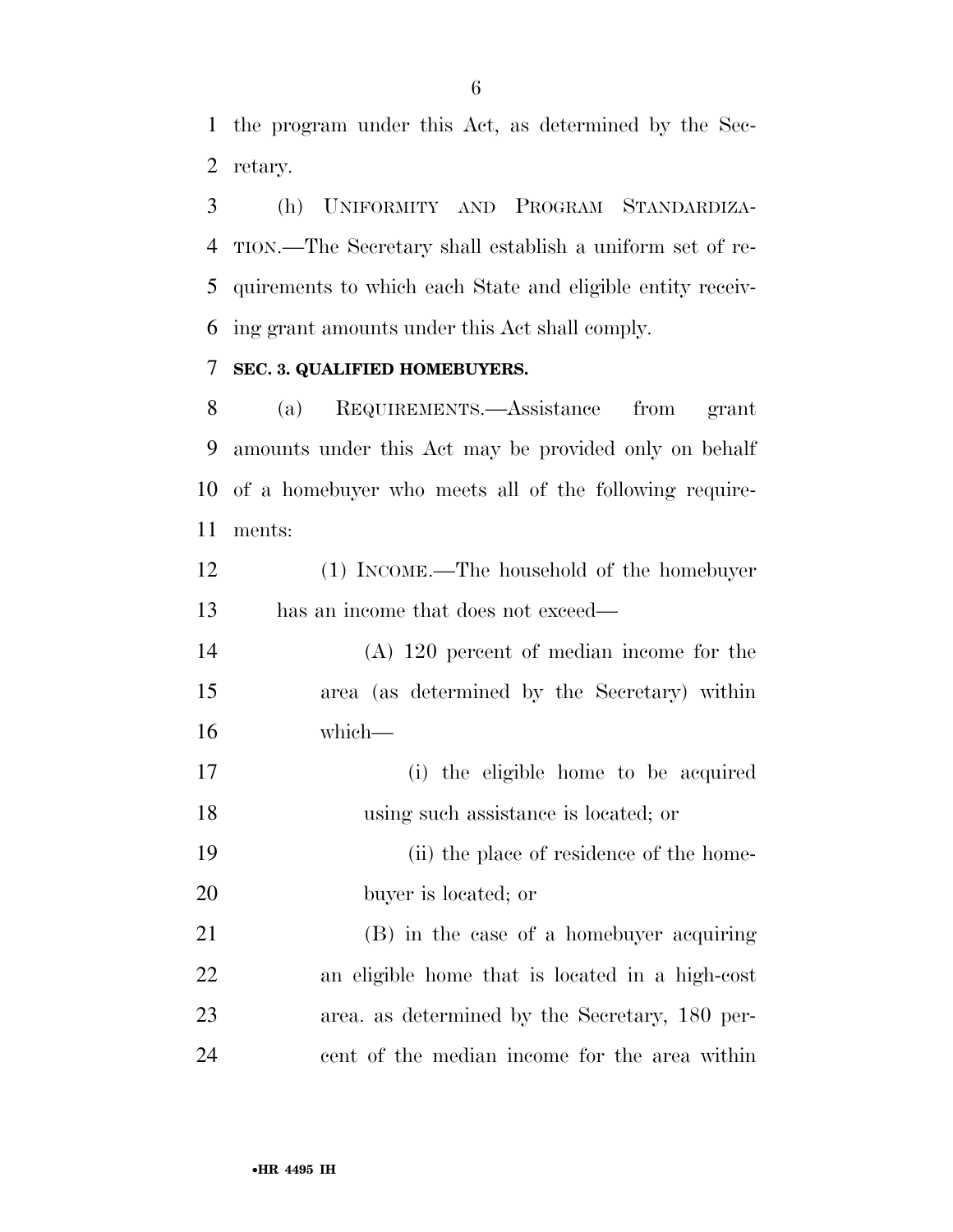the program under this Act, as determined by the Secretary.

(h) UNIFORMITY AND PROGRAM STANDARDIZATION.—The Secretary shall establish a uniform set of requirements to which each State and eligible entity receiving grant amounts under this Act shall comply.

**SEC. 3. QUALIFIED HOMEBUYERS.**

(a) REQUIREMENTS.—Assistance from grant amounts under this Act may be provided only on behalf of a homebuyer who meets all of the following requirements:

(1) INCOME.—The household of the homebuyer has an income that does not exceed—

(A) 120 percent of median income for the area (as determined by the Secretary) within which—

(i) the eligible home to be acquired using such assistance is located; or

(ii) the place of residence of the homebuyer is located; or

(B) in the case of a homebuyer acquiring an eligible home that is located in a high-cost area. as determined by the Secretary, 180 percent of the median income for the area within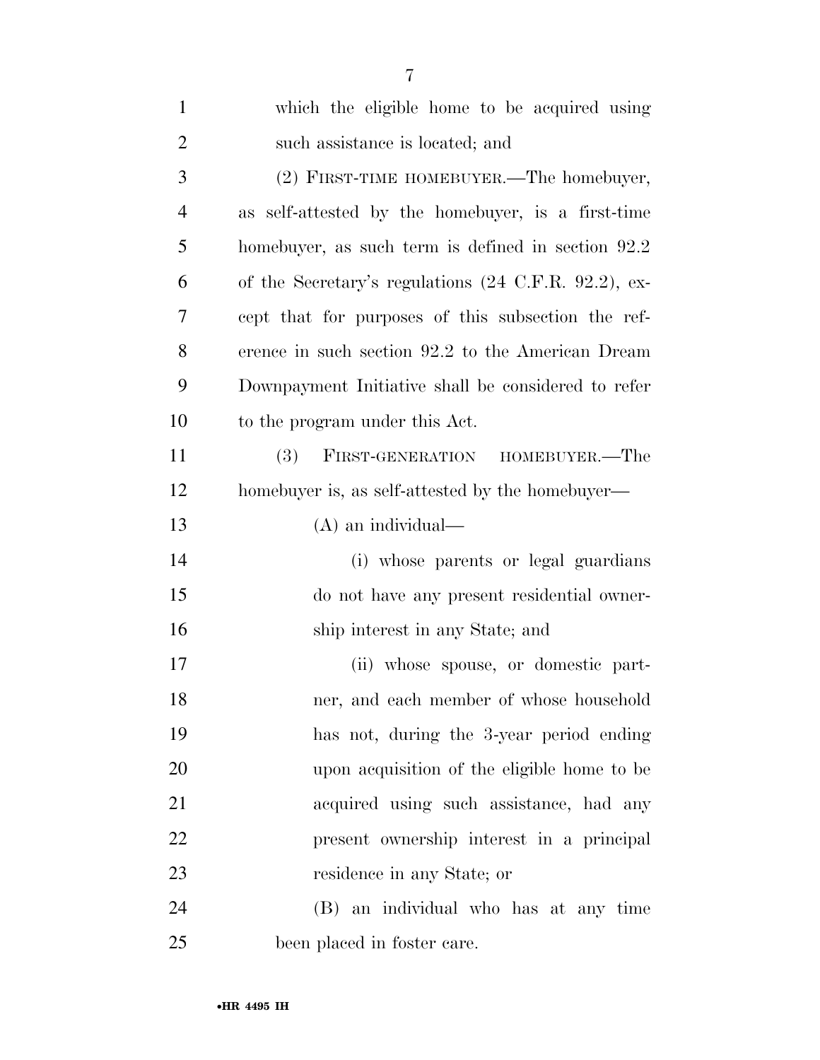which the eligible home to be acquired using such assistance is located; and

(2) FIRST-TIME HOMEBUYER.—The homebuyer, as self-attested by the homebuyer, is a first-time homebuyer, as such term is defined in section 92.2 of the Secretary's regulations (24 C.F.R. 92.2), except that for purposes of this subsection the reference in such section 92.2 to the American Dream Downpayment Initiative shall be considered to refer to the program under this Act.

(3) FIRST-GENERATION HOMEBUYER.—The homebuyer is, as self-attested by the homebuyer—

(A) an individual—

(i) whose parents or legal guardians do not have any present residential ownership interest in any State; and

(ii) whose spouse, or domestic partner, and each member of whose household has not, during the 3-year period ending upon acquisition of the eligible home to be acquired using such assistance, had any present ownership interest in a principal residence in any State; or

(B) an individual who has at any time been placed in foster care.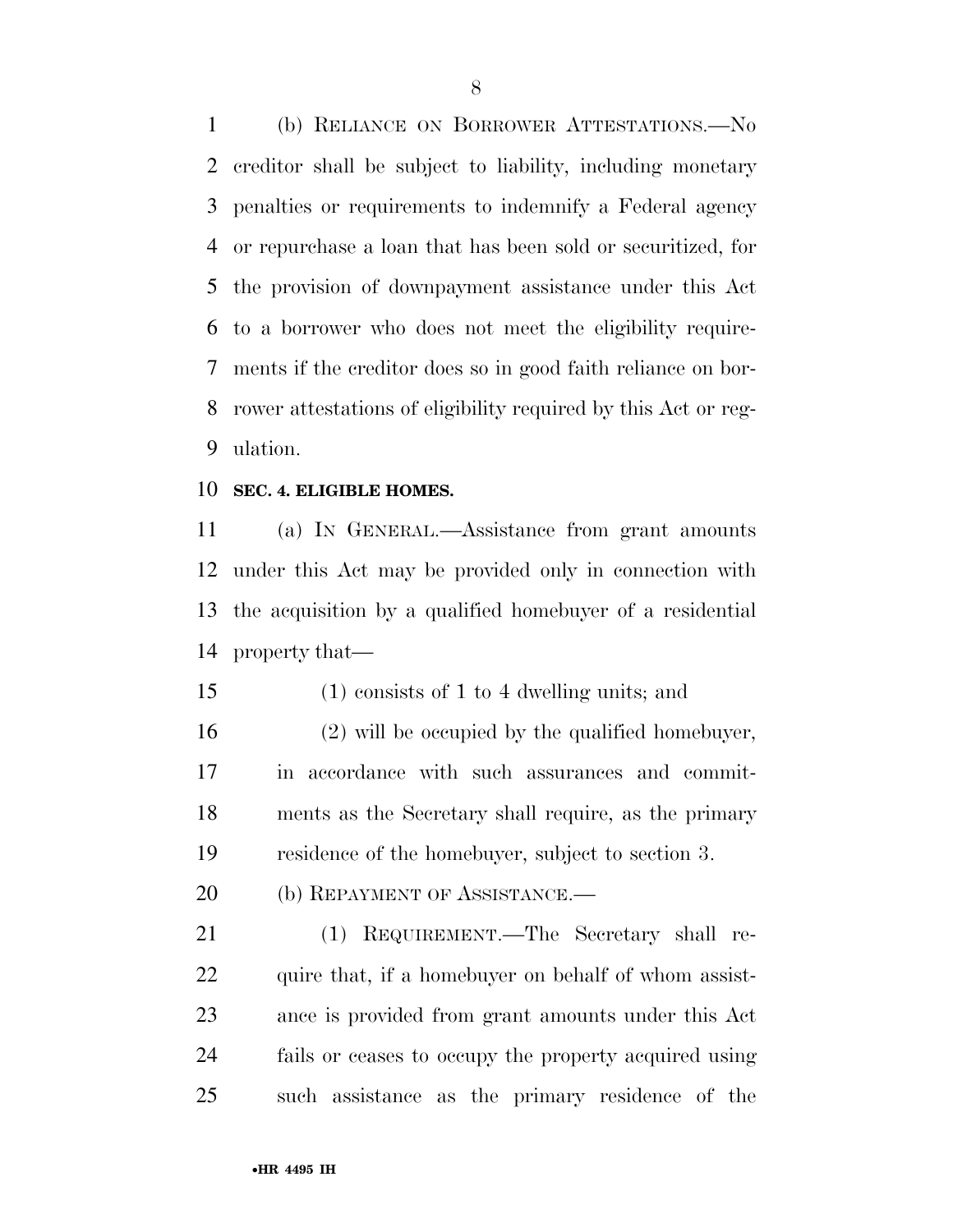(b) RELIANCE ON BORROWER ATTESTATIONS.—No creditor shall be subject to liability, including monetary penalties or requirements to indemnify a Federal agency or repurchase a loan that has been sold or securitized, for the provision of downpayment assistance under this Act to a borrower who does not meet the eligibility requirements if the creditor does so in good faith reliance on borrower attestations of eligibility required by this Act or regulation.

**SEC. 4. ELIGIBLE HOMES.**

(a) IN GENERAL.—Assistance from grant amounts under this Act may be provided only in connection with the acquisition by a qualified homebuyer of a residential property that—

(1) consists of 1 to 4 dwelling units; and

(2) will be occupied by the qualified homebuyer, in accordance with such assurances and commitments as the Secretary shall require, as the primary residence of the homebuyer, subject to section 3.

(b) REPAYMENT OF ASSISTANCE.—

(1) REQUIREMENT.—The Secretary shall require that, if a homebuyer on behalf of whom assistance is provided from grant amounts under this Act fails or ceases to occupy the property acquired using such assistance as the primary residence of the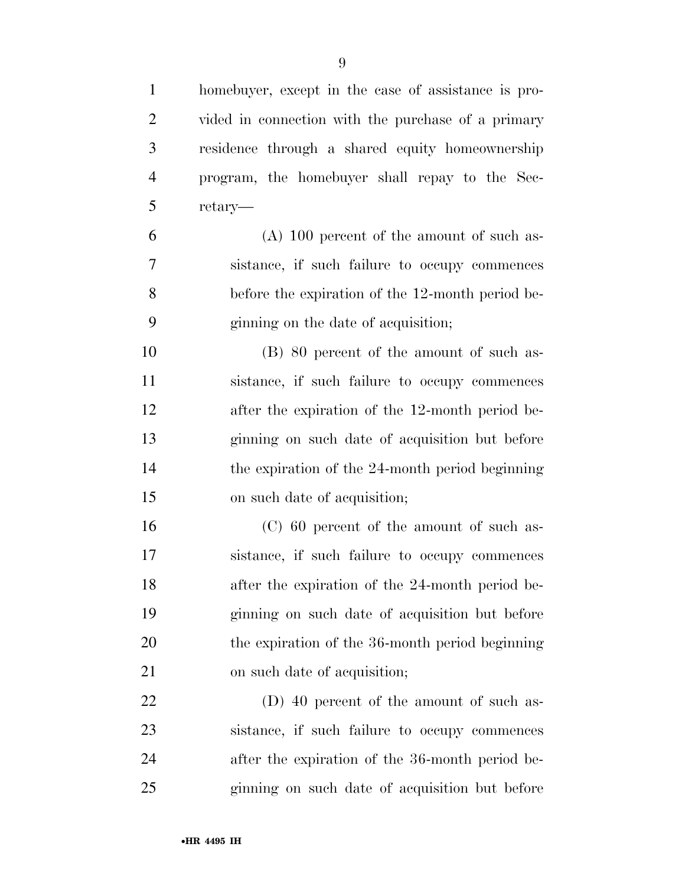homebuyer, except in the case of assistance is provided in connection with the purchase of a primary residence through a shared equity homeownership program, the homebuyer shall repay to the Secretary—

(A) 100 percent of the amount of such assistance, if such failure to occupy commences before the expiration of the 12-month period beginning on the date of acquisition;

(B) 80 percent of the amount of such assistance, if such failure to occupy commences after the expiration of the 12-month period beginning on such date of acquisition but before the expiration of the 24-month period beginning on such date of acquisition;

(C) 60 percent of the amount of such assistance, if such failure to occupy commences after the expiration of the 24-month period beginning on such date of acquisition but before the expiration of the 36-month period beginning on such date of acquisition;

(D) 40 percent of the amount of such assistance, if such failure to occupy commences after the expiration of the 36-month period beginning on such date of acquisition but before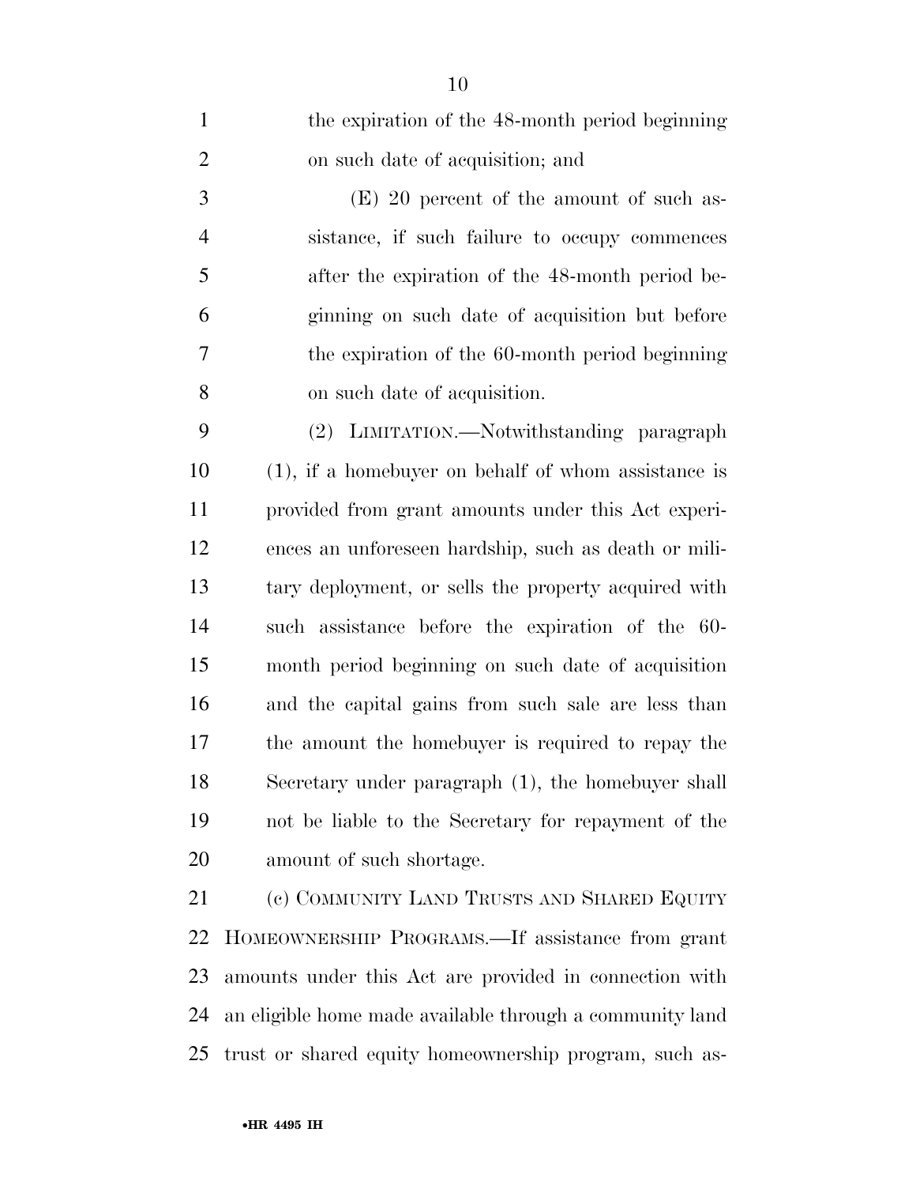the expiration of the 48-month period beginning on such date of acquisition; and

(E) 20 percent of the amount of such assistance, if such failure to occupy commences after the expiration of the 48-month period beginning on such date of acquisition but before the expiration of the 60-month period beginning on such date of acquisition.

(2) LIMITATION.—Notwithstanding paragraph (1), if a homebuyer on behalf of whom assistance is provided from grant amounts under this Act experiences an unforeseen hardship, such as death or military deployment, or sells the property acquired with such assistance before the expiration of the 60-month period beginning on such date of acquisition and the capital gains from such sale are less than the amount the homebuyer is required to repay the Secretary under paragraph (1), the homebuyer shall not be liable to the Secretary for repayment of the amount of such shortage.

(c) COMMUNITY LAND TRUSTS AND SHARED EQUITY HOMEOWNERSHIP PROGRAMS.—If assistance from grant amounts under this Act are provided in connection with an eligible home made available through a community land trust or shared equity homeownership program, such as-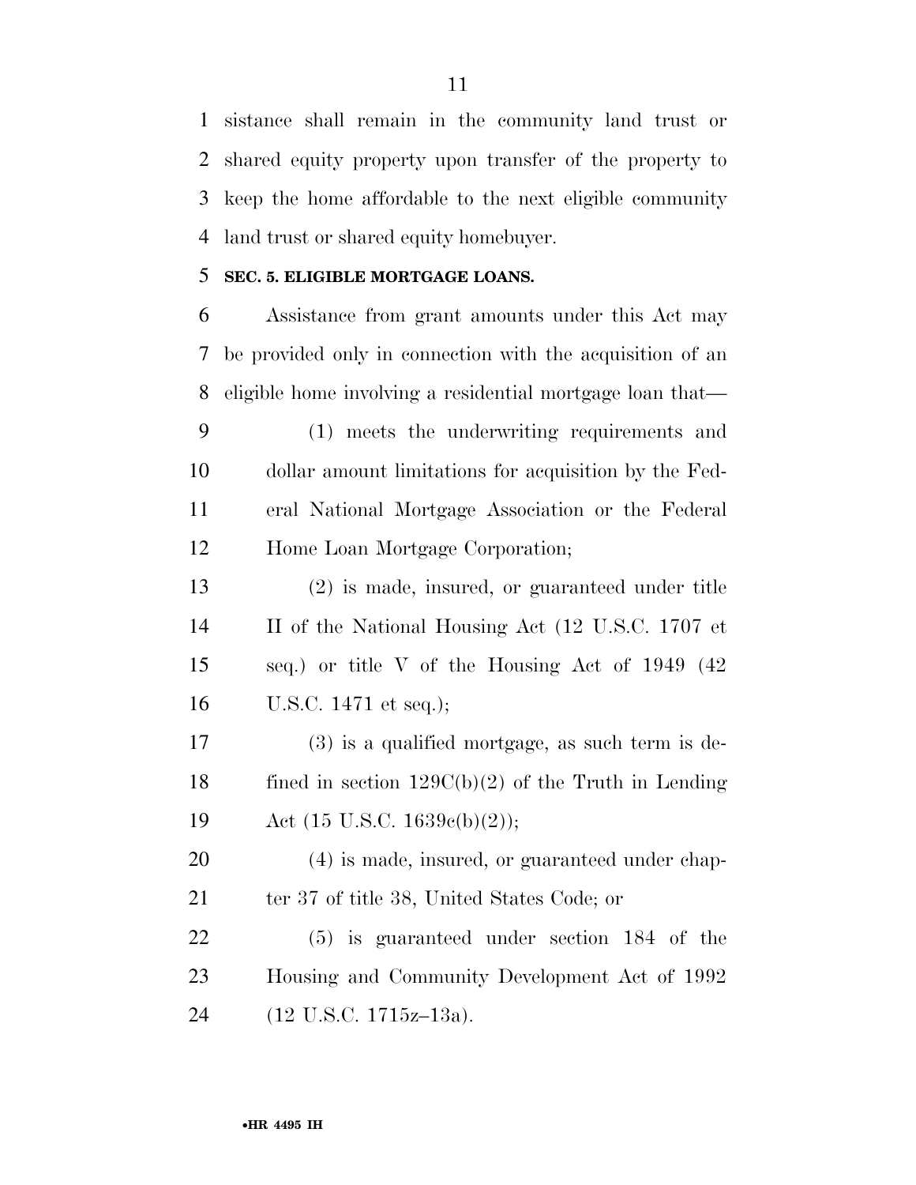sistance shall remain in the community land trust or shared equity property upon transfer of the property to keep the home affordable to the next eligible community land trust or shared equity homebuyer.

## SEC. 5. ELIGIBLE MORTGAGE LOANS.

Assistance from grant amounts under this Act may be provided only in connection with the acquisition of an eligible home involving a residential mortgage loan that—

(1) meets the underwriting requirements and dollar amount limitations for acquisition by the Federal National Mortgage Association or the Federal Home Loan Mortgage Corporation;

(2) is made, insured, or guaranteed under title II of the National Housing Act (12 U.S.C. 1707 et seq.) or title V of the Housing Act of 1949 (42 U.S.C. 1471 et seq.);

(3) is a qualified mortgage, as such term is defined in section 129C(b)(2) of the Truth in Lending Act (15 U.S.C. 1639c(b)(2));

(4) is made, insured, or guaranteed under chapter 37 of title 38, United States Code; or

(5) is guaranteed under section 184 of the Housing and Community Development Act of 1992 (12 U.S.C. 1715z–13a).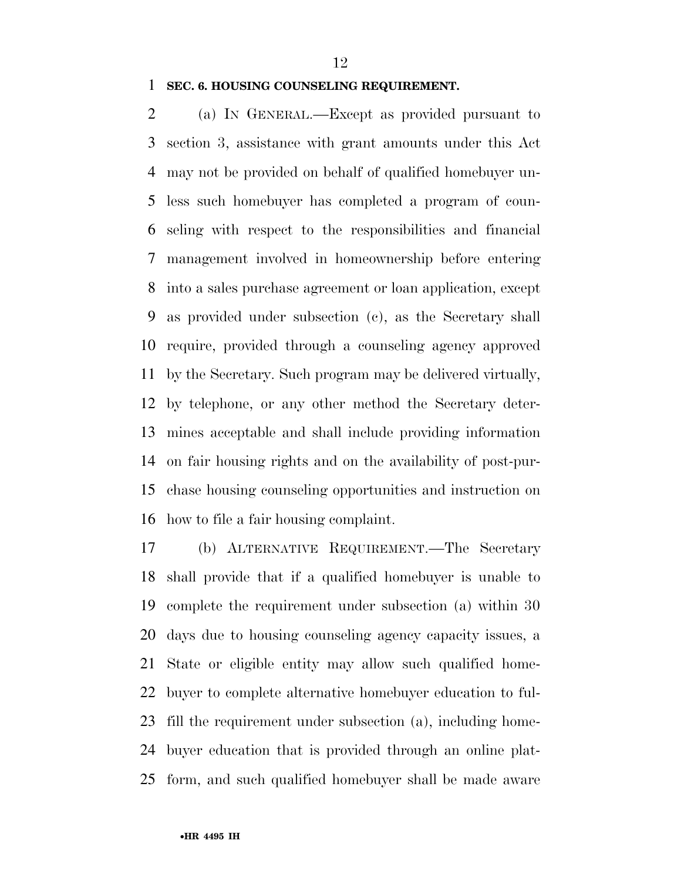**SEC. 6. HOUSING COUNSELING REQUIREMENT.**

(a) IN GENERAL.—Except as provided pursuant to section 3, assistance with grant amounts under this Act may not be provided on behalf of qualified homebuyer unless such homebuyer has completed a program of counseling with respect to the responsibilities and financial management involved in homeownership before entering into a sales purchase agreement or loan application, except as provided under subsection (c), as the Secretary shall require, provided through a counseling agency approved by the Secretary. Such program may be delivered virtually, by telephone, or any other method the Secretary determines acceptable and shall include providing information on fair housing rights and on the availability of post-purchase housing counseling opportunities and instruction on how to file a fair housing complaint.

(b) ALTERNATIVE REQUIREMENT.—The Secretary shall provide that if a qualified homebuyer is unable to complete the requirement under subsection (a) within 30 days due to housing counseling agency capacity issues, a State or eligible entity may allow such qualified homebuyer to complete alternative homebuyer education to fulfill the requirement under subsection (a), including homebuyer education that is provided through an online platform, and such qualified homebuyer shall be made aware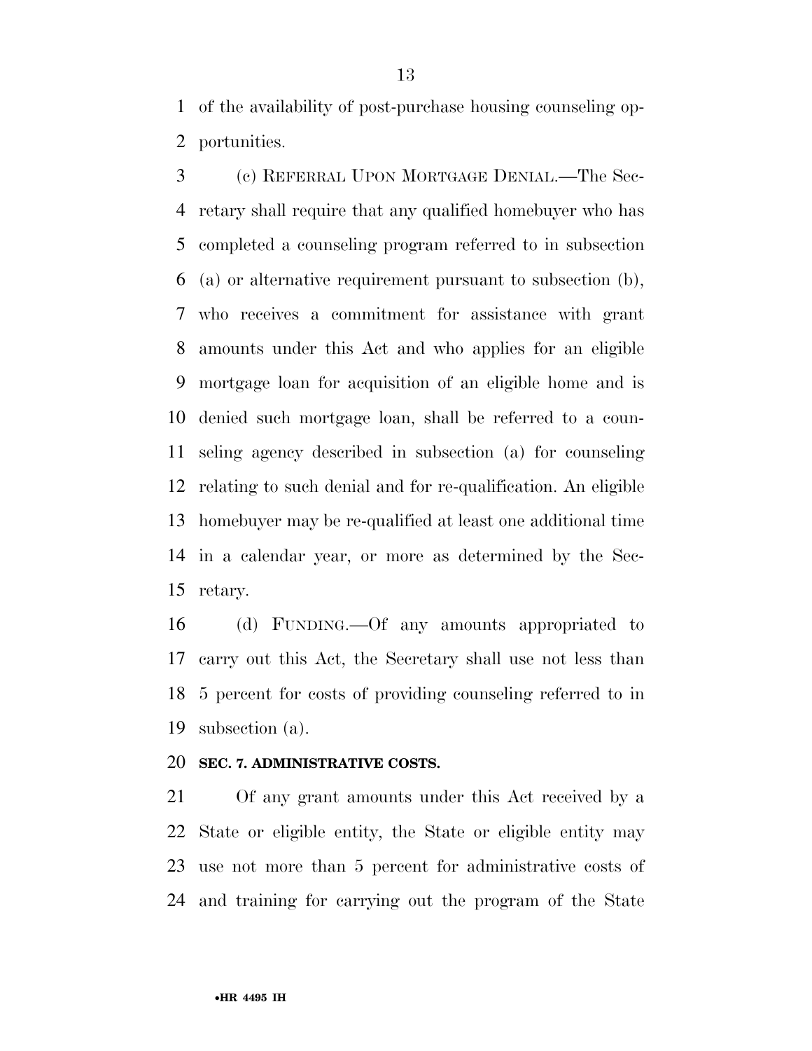of the availability of post-purchase housing counseling opportunities.

(c) REFERRAL UPON MORTGAGE DENIAL.—The Secretary shall require that any qualified homebuyer who has completed a counseling program referred to in subsection (a) or alternative requirement pursuant to subsection (b), who receives a commitment for assistance with grant amounts under this Act and who applies for an eligible mortgage loan for acquisition of an eligible home and is denied such mortgage loan, shall be referred to a counseling agency described in subsection (a) for counseling relating to such denial and for re-qualification. An eligible homebuyer may be re-qualified at least one additional time in a calendar year, or more as determined by the Secretary.

(d) FUNDING.—Of any amounts appropriated to carry out this Act, the Secretary shall use not less than 5 percent for costs of providing counseling referred to in subsection (a).

**SEC. 7. ADMINISTRATIVE COSTS.**

Of any grant amounts under this Act received by a State or eligible entity, the State or eligible entity may use not more than 5 percent for administrative costs of and training for carrying out the program of the State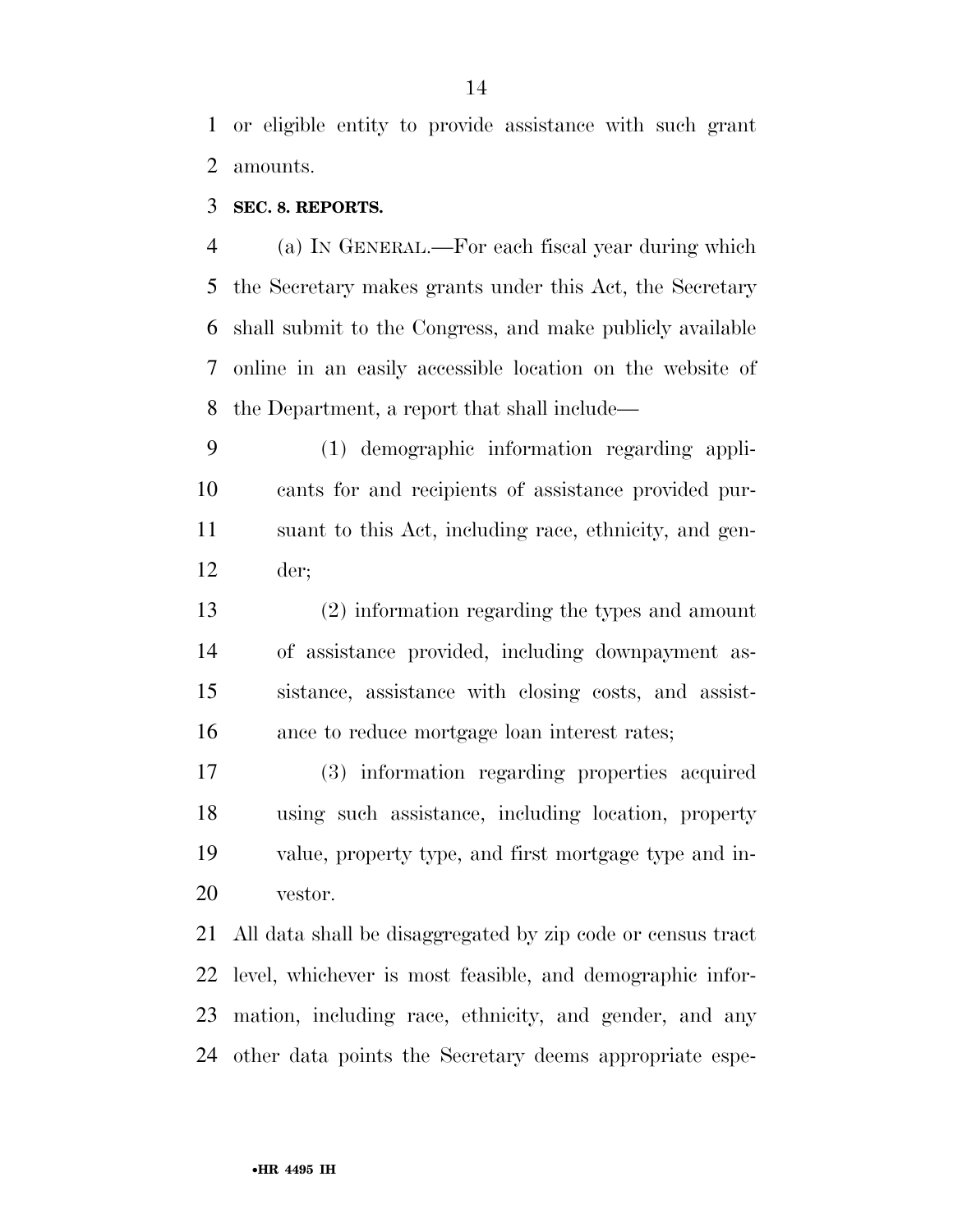or eligible entity to provide assistance with such grant amounts.

**SEC. 8. REPORTS.**

(a) IN GENERAL.—For each fiscal year during which the Secretary makes grants under this Act, the Secretary shall submit to the Congress, and make publicly available online in an easily accessible location on the website of the Department, a report that shall include—

(1) demographic information regarding applicants for and recipients of assistance provided pursuant to this Act, including race, ethnicity, and gender;

(2) information regarding the types and amount of assistance provided, including downpayment assistance, assistance with closing costs, and assistance to reduce mortgage loan interest rates;

(3) information regarding properties acquired using such assistance, including location, property value, property type, and first mortgage type and investor.

All data shall be disaggregated by zip code or census tract level, whichever is most feasible, and demographic information, including race, ethnicity, and gender, and any other data points the Secretary deems appropriate espe-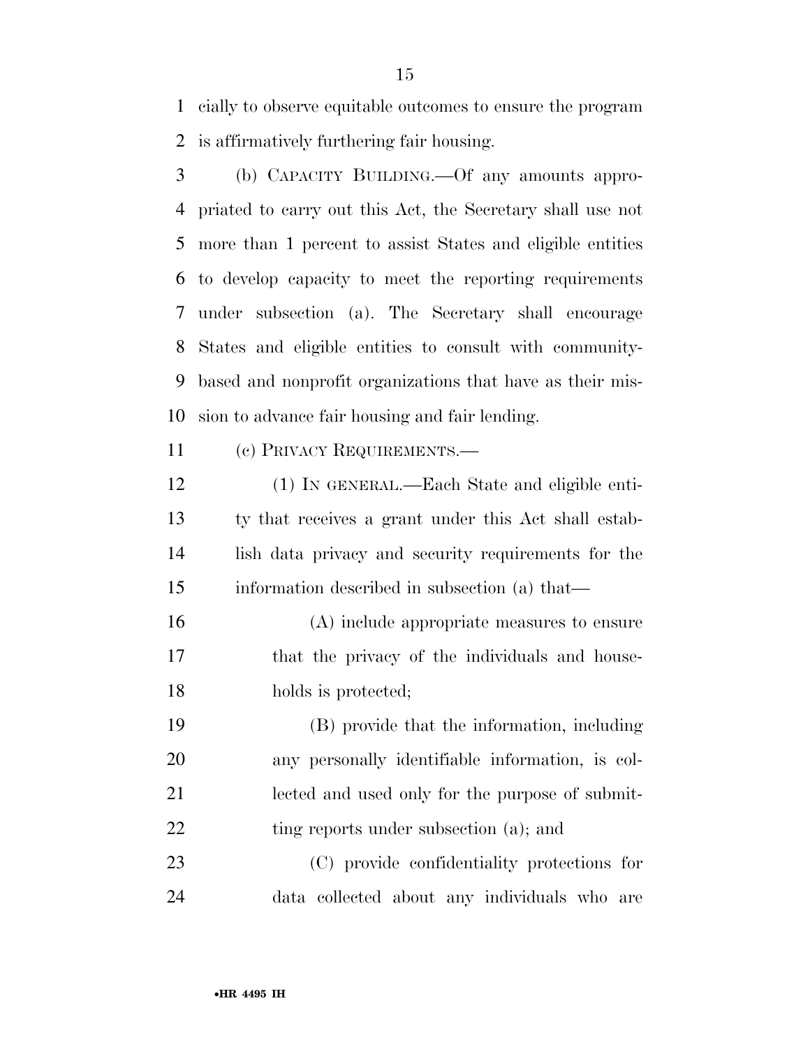cially to observe equitable outcomes to ensure the program is affirmatively furthering fair housing.

(b) CAPACITY BUILDING.—Of any amounts appropriated to carry out this Act, the Secretary shall use not more than 1 percent to assist States and eligible entities to develop capacity to meet the reporting requirements under subsection (a). The Secretary shall encourage States and eligible entities to consult with community-based and nonprofit organizations that have as their mission to advance fair housing and fair lending.

(c) PRIVACY REQUIREMENTS.—

(1) IN GENERAL.—Each State and eligible entity that receives a grant under this Act shall establish data privacy and security requirements for the information described in subsection (a) that—

(A) include appropriate measures to ensure that the privacy of the individuals and households is protected;

(B) provide that the information, including any personally identifiable information, is collected and used only for the purpose of submitting reports under subsection (a); and

(C) provide confidentiality protections for data collected about any individuals who are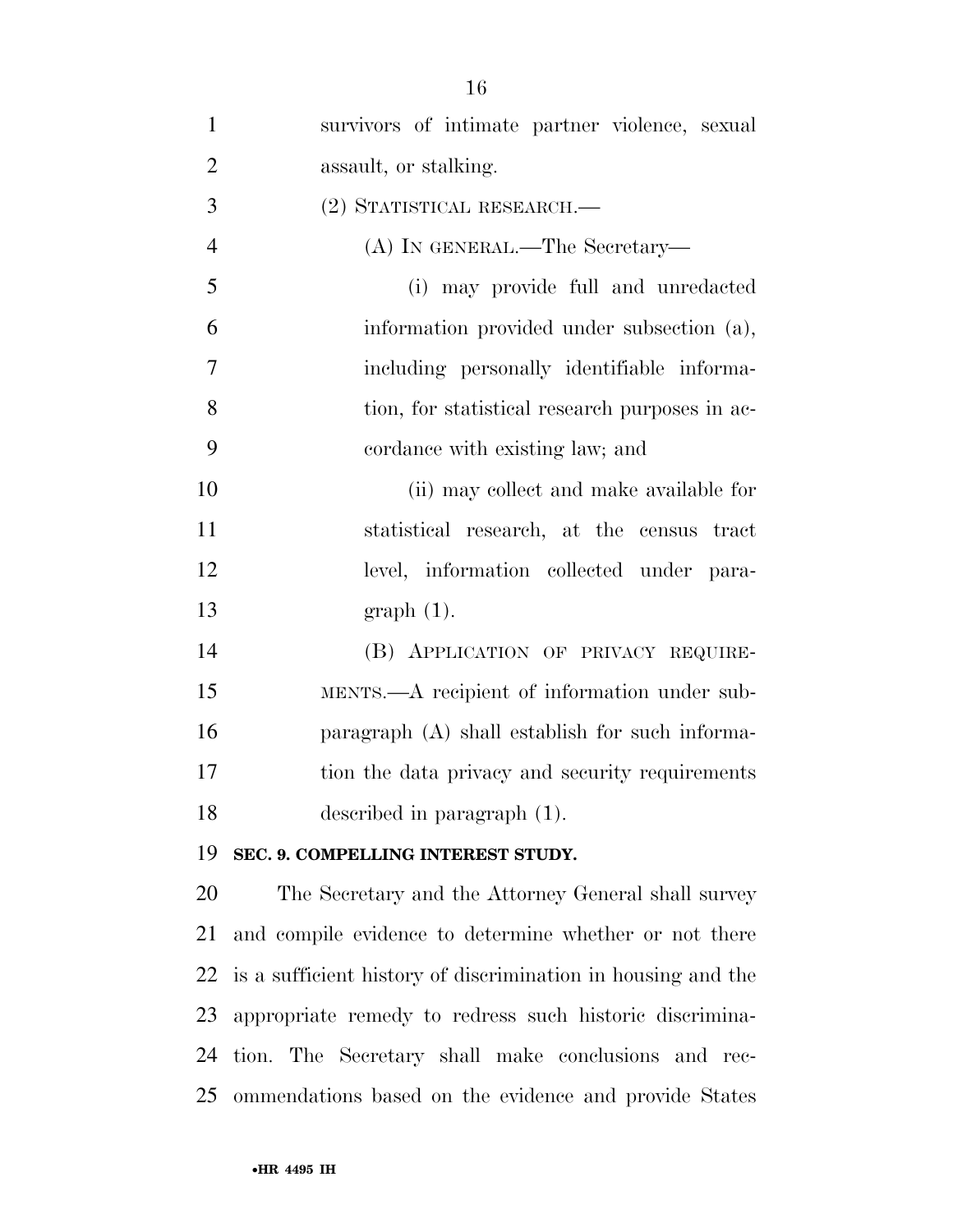survivors of intimate partner violence, sexual assault, or stalking.

(2) STATISTICAL RESEARCH.—

(A) IN GENERAL.—The Secretary—

(i) may provide full and unredacted information provided under subsection (a), including personally identifiable information, for statistical research purposes in accordance with existing law; and

(ii) may collect and make available for statistical research, at the census tract level, information collected under paragraph (1).

(B) APPLICATION OF PRIVACY REQUIREMENTS.—A recipient of information under subparagraph (A) shall establish for such information the data privacy and security requirements described in paragraph (1).

**SEC. 9. COMPELLING INTEREST STUDY.**

The Secretary and the Attorney General shall survey and compile evidence to determine whether or not there is a sufficient history of discrimination in housing and the appropriate remedy to redress such historic discrimination. The Secretary shall make conclusions and recommendations based on the evidence and provide States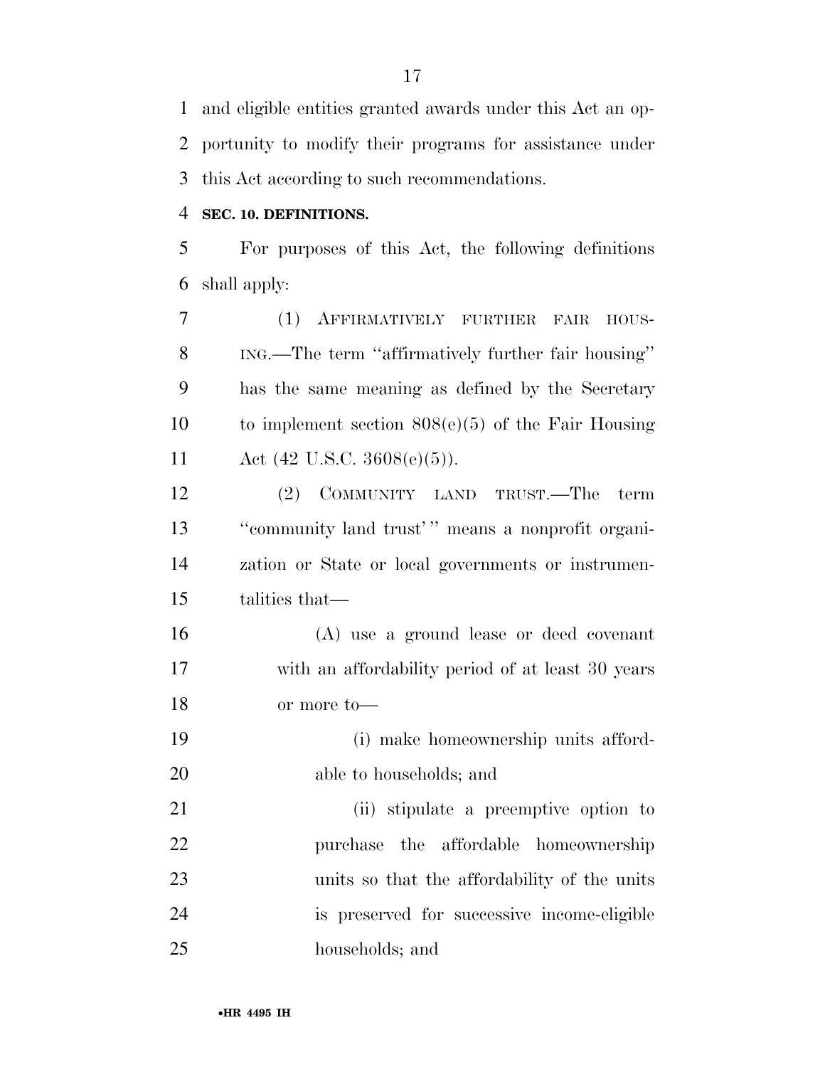and eligible entities granted awards under this Act an opportunity to modify their programs for assistance under this Act according to such recommendations.

### SEC. 10. DEFINITIONS.

For purposes of this Act, the following definitions shall apply:

(1) AFFIRMATIVELY FURTHER FAIR HOUSING.—The term ''affirmatively further fair housing'' has the same meaning as defined by the Secretary to implement section 808(e)(5) of the Fair Housing Act (42 U.S.C. 3608(e)(5)).

(2) COMMUNITY LAND TRUST.—The term ''community land trust' '' means a nonprofit organization or State or local governments or instrumentalities that—

(A) use a ground lease or deed covenant with an affordability period of at least 30 years or more to—

(i) make homeownership units affordable to households; and

(ii) stipulate a preemptive option to purchase the affordable homeownership units so that the affordability of the units is preserved for successive income-eligible households; and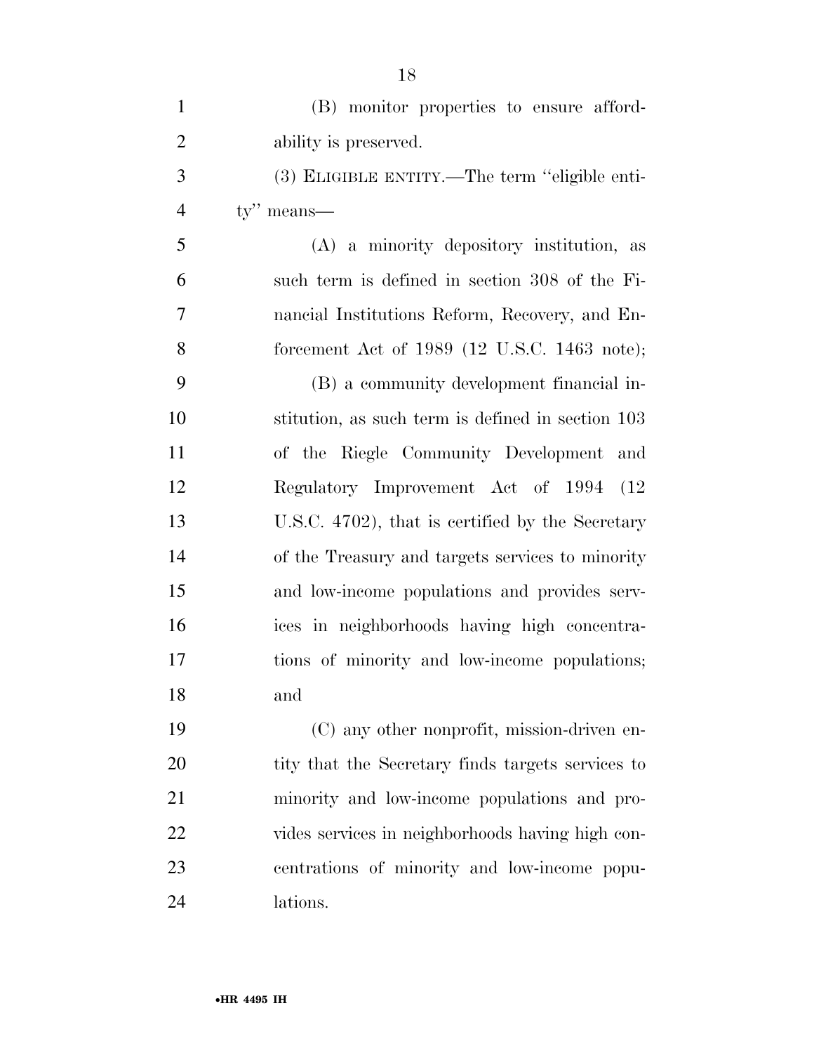(B) monitor properties to ensure affordability is preserved.

(3) ELIGIBLE ENTITY.—The term "eligible entity" means—

(A) a minority depository institution, as such term is defined in section 308 of the Financial Institutions Reform, Recovery, and Enforcement Act of 1989 (12 U.S.C. 1463 note);

(B) a community development financial institution, as such term is defined in section 103 of the Riegle Community Development and Regulatory Improvement Act of 1994 (12 U.S.C. 4702), that is certified by the Secretary of the Treasury and targets services to minority and low-income populations and provides services in neighborhoods having high concentrations of minority and low-income populations; and

(C) any other nonprofit, mission-driven entity that the Secretary finds targets services to minority and low-income populations and provides services in neighborhoods having high concentrations of minority and low-income populations.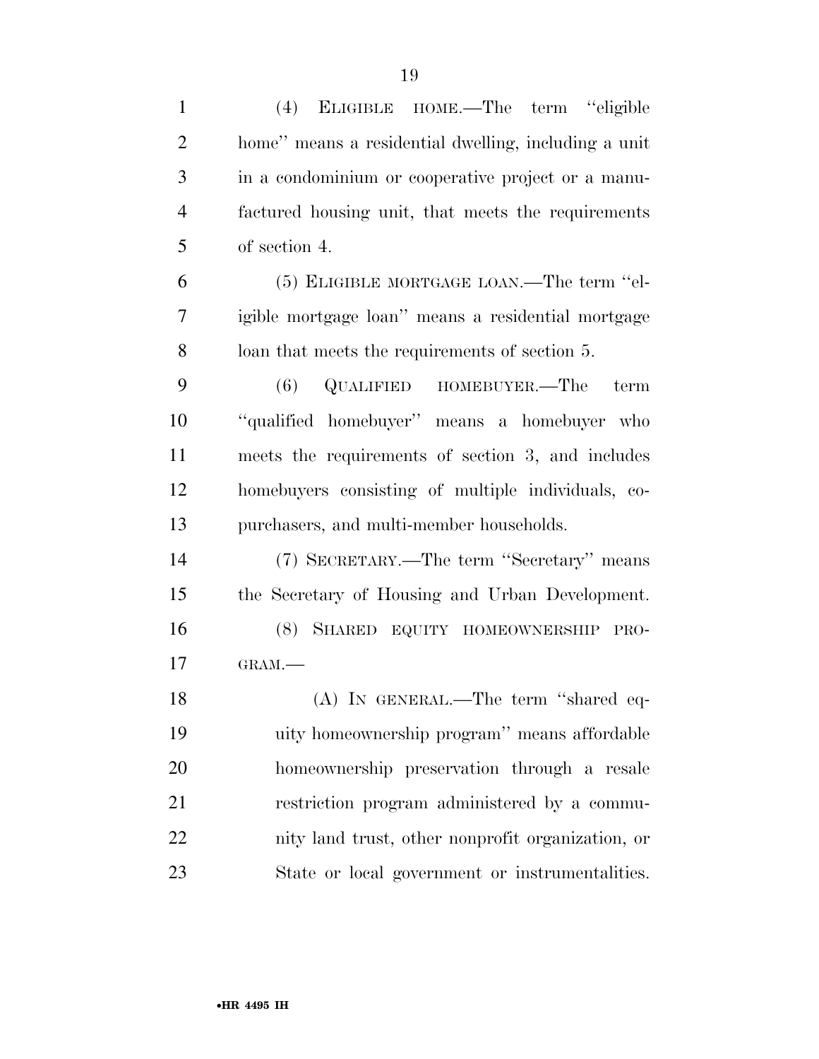(4) ELIGIBLE HOME.—The term ''eligible home'' means a residential dwelling, including a unit in a condominium or cooperative project or a manufactured housing unit, that meets the requirements of section 4.

(5) ELIGIBLE MORTGAGE LOAN.—The term ''eligible mortgage loan'' means a residential mortgage loan that meets the requirements of section 5.

(6) QUALIFIED HOMEBUYER.—The term ''qualified homebuyer'' means a homebuyer who meets the requirements of section 3, and includes homebuyers consisting of multiple individuals, copurchasers, and multi-member households.

(7) SECRETARY.—The term ''Secretary'' means the Secretary of Housing and Urban Development.

(8) SHARED EQUITY HOMEOWNERSHIP PROGRAM.—

(A) IN GENERAL.—The term ''shared equity homeownership program'' means affordable homeownership preservation through a resale restriction program administered by a community land trust, other nonprofit organization, or State or local government or instrumentalities.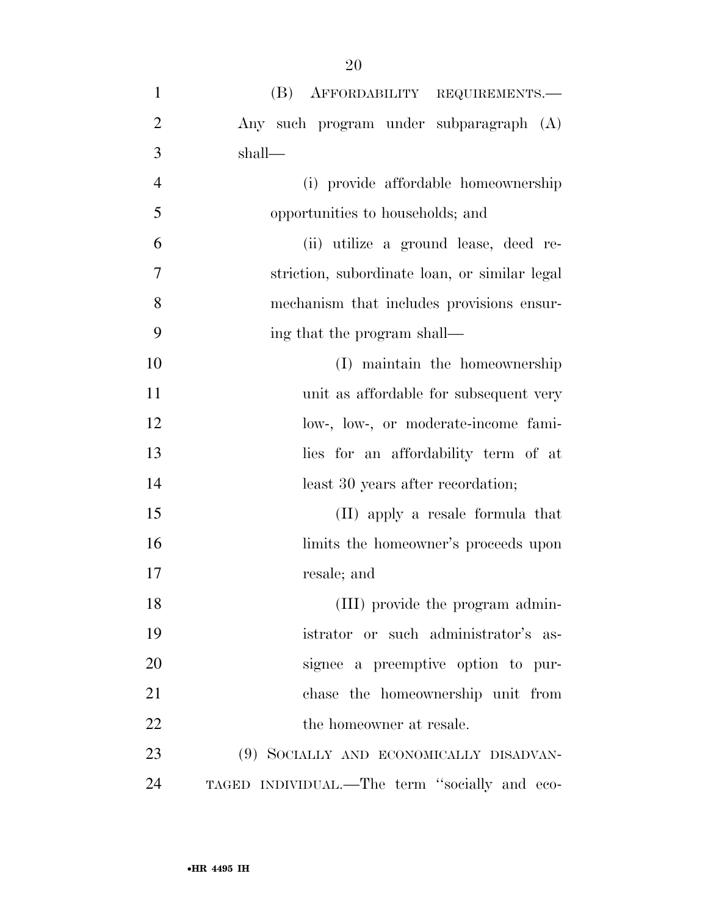(B) AFFORDABILITY REQUIREMENTS.—Any such program under subparagraph (A) shall—

(i) provide affordable homeownership opportunities to households; and

(ii) utilize a ground lease, deed restriction, subordinate loan, or similar legal mechanism that includes provisions ensuring that the program shall—

(I) maintain the homeownership unit as affordable for subsequent very low-, low-, or moderate-income families for an affordability term of at least 30 years after recordation;

(II) apply a resale formula that limits the homeowner's proceeds upon resale; and

(III) provide the program administrator or such administrator's assignee a preemptive option to purchase the homeownership unit from the homeowner at resale.

(9) SOCIALLY AND ECONOMICALLY DISADVANTAGED INDIVIDUAL.—The term "socially and eco-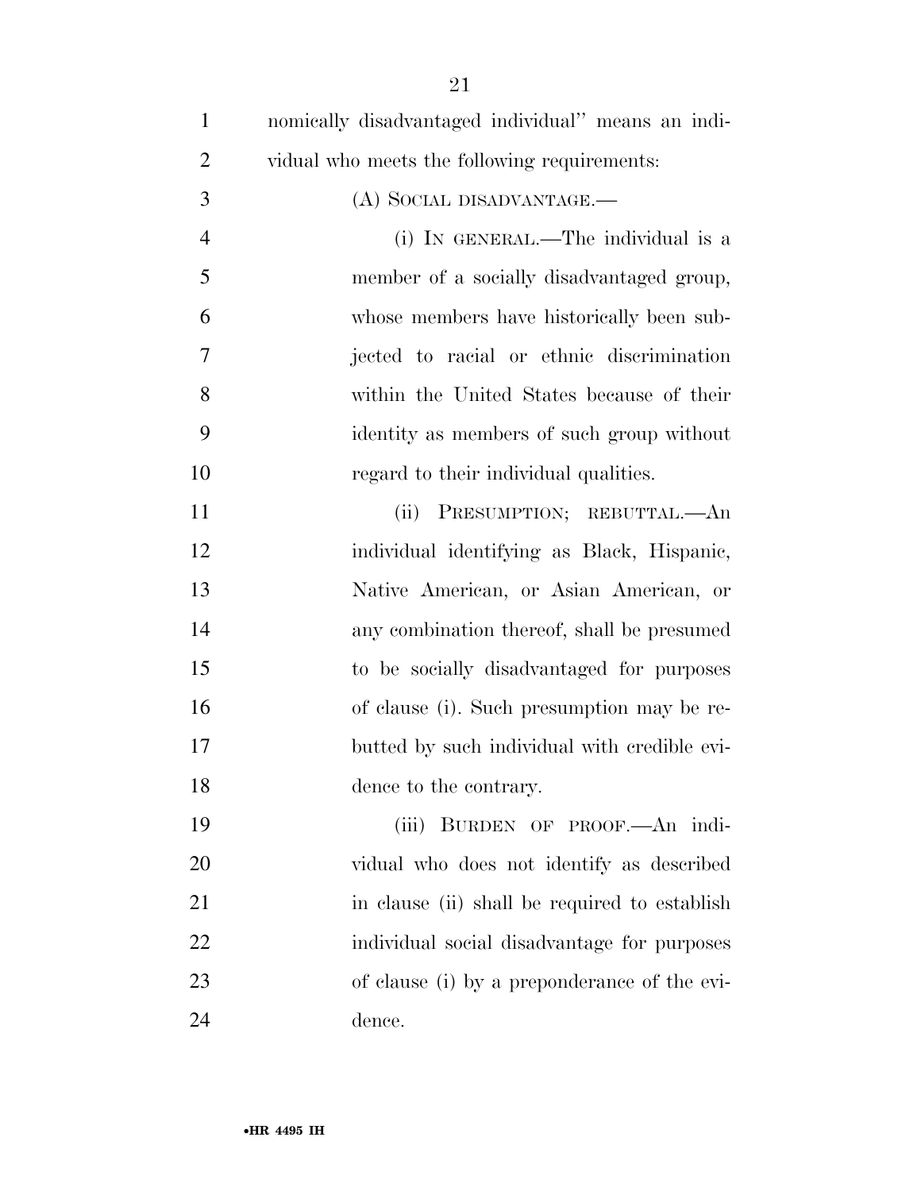nomically disadvantaged individual'' means an individual who meets the following requirements:

(A) SOCIAL DISADVANTAGE.—

(i) IN GENERAL.—The individual is a member of a socially disadvantaged group, whose members have historically been subjected to racial or ethnic discrimination within the United States because of their identity as members of such group without regard to their individual qualities.

(ii) PRESUMPTION; REBUTTAL.—An individual identifying as Black, Hispanic, Native American, or Asian American, or any combination thereof, shall be presumed to be socially disadvantaged for purposes of clause (i). Such presumption may be rebutted by such individual with credible evidence to the contrary.

(iii) BURDEN OF PROOF.—An individual who does not identify as described in clause (ii) shall be required to establish individual social disadvantage for purposes of clause (i) by a preponderance of the evidence.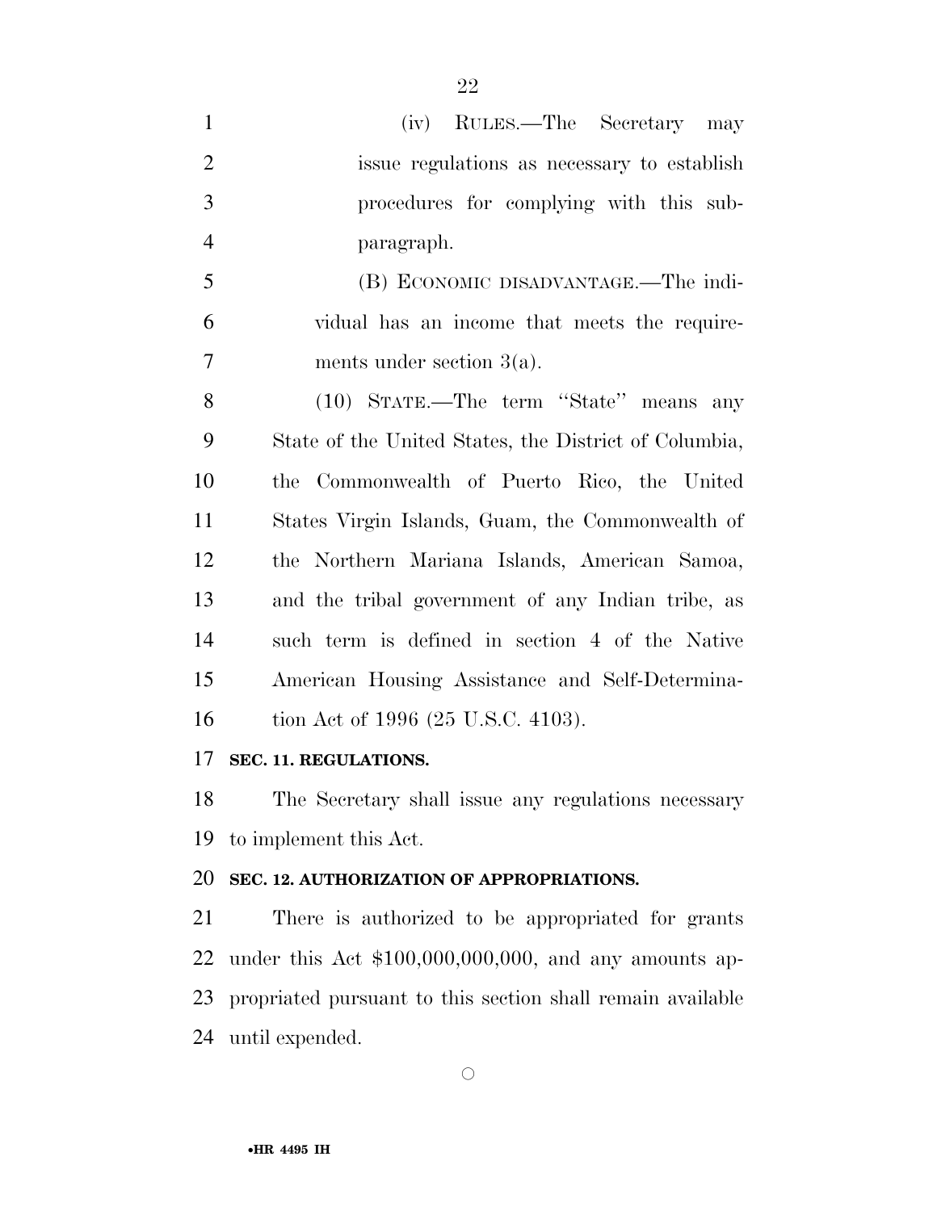(iv) RULES.—The Secretary may issue regulations as necessary to establish procedures for complying with this subparagraph.

(B) ECONOMIC DISADVANTAGE.—The individual has an income that meets the requirements under section 3(a).

(10) STATE.—The term ''State'' means any State of the United States, the District of Columbia, the Commonwealth of Puerto Rico, the United States Virgin Islands, Guam, the Commonwealth of the Northern Mariana Islands, American Samoa, and the tribal government of any Indian tribe, as such term is defined in section 4 of the Native American Housing Assistance and Self-Determination Act of 1996 (25 U.S.C. 4103).

**SEC. 11. REGULATIONS.**

The Secretary shall issue any regulations necessary to implement this Act.

**SEC. 12. AUTHORIZATION OF APPROPRIATIONS.**

There is authorized to be appropriated for grants under this Act $100,000,000,000, and any amounts appropriated pursuant to this section shall remain available until expended.

○